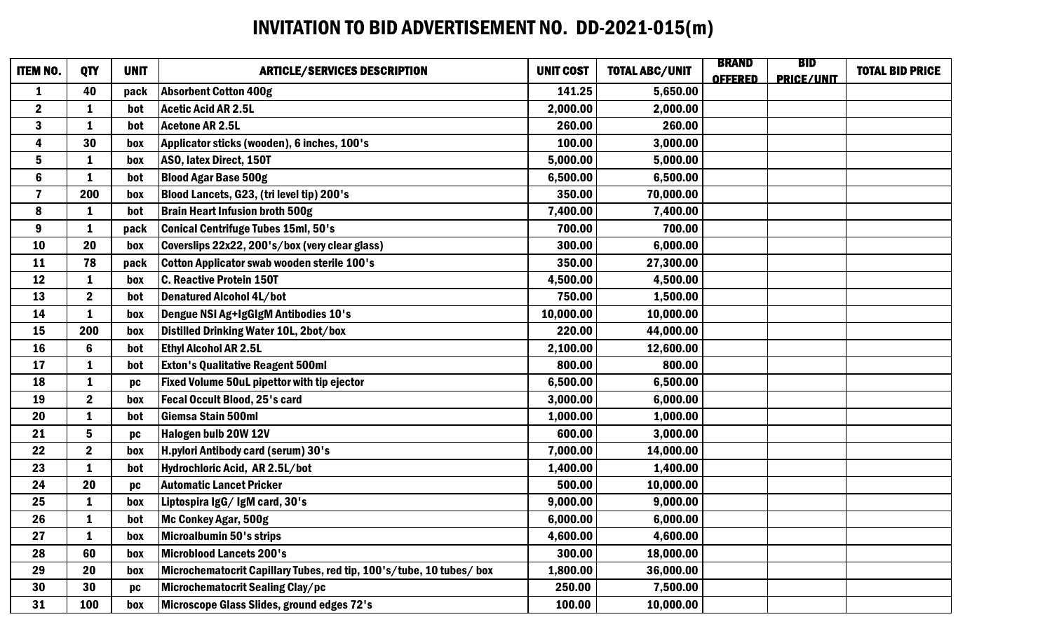# INVITATION TO BID ADVERTISEMENT NO. DD-2021-015(m)

| ITEM NO. | QTY | UNIT | ARTICLE/SERVICES DESCRIPTION | UNIT COST | TOTAL ABC/UNIT | BRAND OFFERED | BID PRICE/UNIT | TOTAL BID PRICE |
|---|---|---|---|---|---|---|---|---|
| 1 | 40 | pack | Absorbent Cotton 400g | 141.25 | 5,650.00 | | | |
| 2 | 1 | bot | Acetic Acid AR 2.5L | 2,000.00 | 2,000.00 | | | |
| 3 | 1 | bot | Acetone AR 2.5L | 260.00 | 260.00 | | | |
| 4 | 30 | box | Applicator sticks (wooden), 6 inches, 100's | 100.00 | 3,000.00 | | | |
| 5 | 1 | box | ASO, latex Direct, 150T | 5,000.00 | 5,000.00 | | | |
| 6 | 1 | bot | Blood Agar Base 500g | 6,500.00 | 6,500.00 | | | |
| 7 | 200 | box | Blood Lancets, G23, (tri level tip) 200's | 350.00 | 70,000.00 | | | |
| 8 | 1 | bot | Brain Heart Infusion broth 500g | 7,400.00 | 7,400.00 | | | |
| 9 | 1 | pack | Conical Centrifuge Tubes 15ml, 50's | 700.00 | 700.00 | | | |
| 10 | 20 | box | Coverslips 22x22, 200's/box (very clear glass) | 300.00 | 6,000.00 | | | |
| 11 | 78 | pack | Cotton Applicator swab wooden sterile 100's | 350.00 | 27,300.00 | | | |
| 12 | 1 | box | C. Reactive Protein 150T | 4,500.00 | 4,500.00 | | | |
| 13 | 2 | bot | Denatured Alcohol 4L/bot | 750.00 | 1,500.00 | | | |
| 14 | 1 | box | Dengue NSI Ag+IgGIgM Antibodies 10's | 10,000.00 | 10,000.00 | | | |
| 15 | 200 | box | Distilled Drinking Water 10L, 2bot/box | 220.00 | 44,000.00 | | | |
| 16 | 6 | bot | Ethyl Alcohol AR 2.5L | 2,100.00 | 12,600.00 | | | |
| 17 | 1 | bot | Exton's Qualitative Reagent 500ml | 800.00 | 800.00 | | | |
| 18 | 1 | pc | Fixed Volume 50uL pipettor with tip ejector | 6,500.00 | 6,500.00 | | | |
| 19 | 2 | box | Fecal Occult Blood, 25's card | 3,000.00 | 6,000.00 | | | |
| 20 | 1 | bot | Giemsa Stain 500ml | 1,000.00 | 1,000.00 | | | |
| 21 | 5 | pc | Halogen bulb 20W 12V | 600.00 | 3,000.00 | | | |
| 22 | 2 | box | H.pylori Antibody card (serum) 30's | 7,000.00 | 14,000.00 | | | |
| 23 | 1 | bot | Hydrochloric Acid, AR 2.5L/bot | 1,400.00 | 1,400.00 | | | |
| 24 | 20 | pc | Automatic Lancet Pricker | 500.00 | 10,000.00 | | | |
| 25 | 1 | box | Liptospira IgG/ IgM card, 30's | 9,000.00 | 9,000.00 | | | |
| 26 | 1 | bot | Mc Conkey Agar, 500g | 6,000.00 | 6,000.00 | | | |
| 27 | 1 | box | Microalbumin 50's strips | 4,600.00 | 4,600.00 | | | |
| 28 | 60 | box | Microblood Lancets 200's | 300.00 | 18,000.00 | | | |
| 29 | 20 | box | Microchematocrit Capillary Tubes, red tip, 100's/tube, 10 tubes/ box | 1,800.00 | 36,000.00 | | | |
| 30 | 30 | pc | Microchematocrit Sealing Clay/pc | 250.00 | 7,500.00 | | | |
| 31 | 100 | box | Microscope Glass Slides, ground edges 72's | 100.00 | 10,000.00 | | | |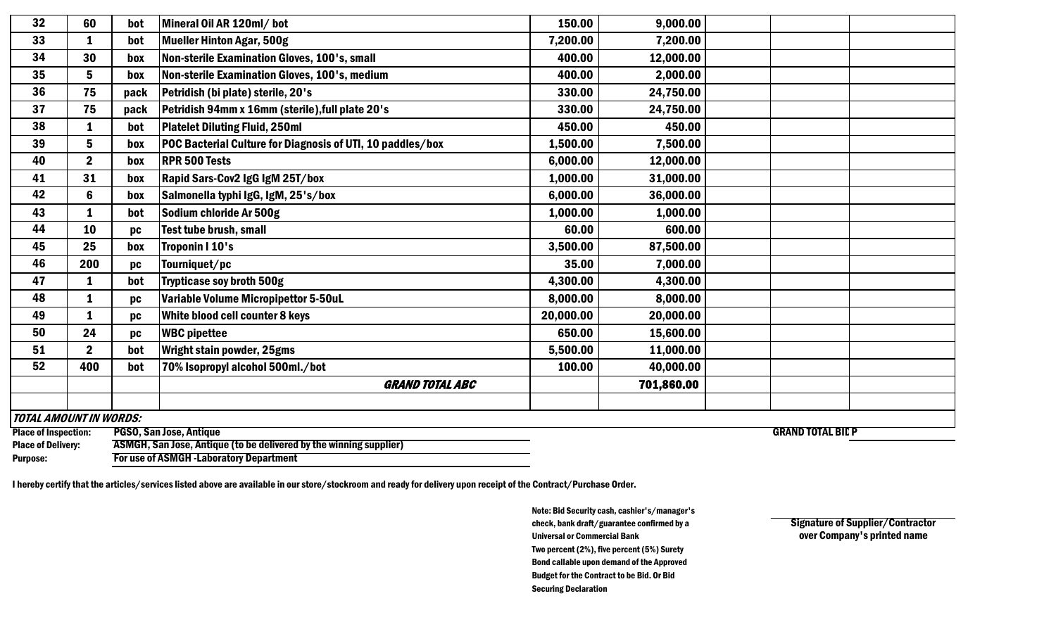| | | | | | | | | |
|---|---|---|---|---|---|---|---|---|
| 32 | 60 | bot | Mineral Oil AR 120ml/ bot | 150.00 | 9,000.00 | | | |
| 33 | 1 | bot | Mueller Hinton Agar, 500g | 7,200.00 | 7,200.00 | | | |
| 34 | 30 | box | Non-sterile Examination Gloves, 100's, small | 400.00 | 12,000.00 | | | |
| 35 | 5 | box | Non-sterile Examination Gloves, 100's, medium | 400.00 | 2,000.00 | | | |
| 36 | 75 | pack | Petridish (bi plate) sterile, 20's | 330.00 | 24,750.00 | | | |
| 37 | 75 | pack | Petridish 94mm x 16mm (sterile),full plate 20's | 330.00 | 24,750.00 | | | |
| 38 | 1 | bot | Platelet Diluting Fluid, 250ml | 450.00 | 450.00 | | | |
| 39 | 5 | box | POC Bacterial Culture for Diagnosis of UTI, 10 paddles/box | 1,500.00 | 7,500.00 | | | |
| 40 | 2 | box | RPR 500 Tests | 6,000.00 | 12,000.00 | | | |
| 41 | 31 | box | Rapid Sars-Cov2 IgG IgM 25T/box | 1,000.00 | 31,000.00 | | | |
| 42 | 6 | box | Salmonella typhi IgG, IgM, 25's/box | 6,000.00 | 36,000.00 | | | |
| 43 | 1 | bot | Sodium chloride Ar 500g | 1,000.00 | 1,000.00 | | | |
| 44 | 10 | pc | Test tube brush, small | 60.00 | 600.00 | | | |
| 45 | 25 | box | Troponin I 10's | 3,500.00 | 87,500.00 | | | |
| 46 | 200 | pc | Tourniquet/pc | 35.00 | 7,000.00 | | | |
| 47 | 1 | bot | Trypticase soy broth 500g | 4,300.00 | 4,300.00 | | | |
| 48 | 1 | pc | Variable Volume Micropipettor 5-50uL | 8,000.00 | 8,000.00 | | | |
| 49 | 1 | pc | White blood cell counter 8 keys | 20,000.00 | 20,000.00 | | | |
| 50 | 24 | pc | WBC pipettee | 650.00 | 15,600.00 | | | |
| 51 | 2 | bot | Wright stain powder, 25gms | 5,500.00 | 11,000.00 | | | |
| 52 | 400 | bot | 70% Isopropyl alcohol 500ml./bot | 100.00 | 40,000.00 | | | |
| | | | ***GRAND TOTAL ABC*** | | 701,860.00 | | | |
| | | | | | | | | |

***TOTAL AMOUNT IN WORDS:***

**Place of Inspection:** PGSO, San Jose, Antique

**Place of Delivery:** ASMGH, San Jose, Antique (to be delivered by the winning supplier)

**Purpose:** For use of ASMGH -Laboratory Department

**GRAND TOTAL BID P**

I hereby certify that the articles/services listed above are available in our store/stockroom and ready for delivery upon receipt of the Contract/Purchase Order.

Note: Bid Security cash, cashier's/manager's check, bank draft/guarantee confirmed by a Universal or Commercial Bank Two percent (2%), five percent (5%) Surety Bond callable upon demand of the Approved Budget for the Contract to be Bid. Or Bid Securing Declaration

Signature of Supplier/Contractor over Company's printed name